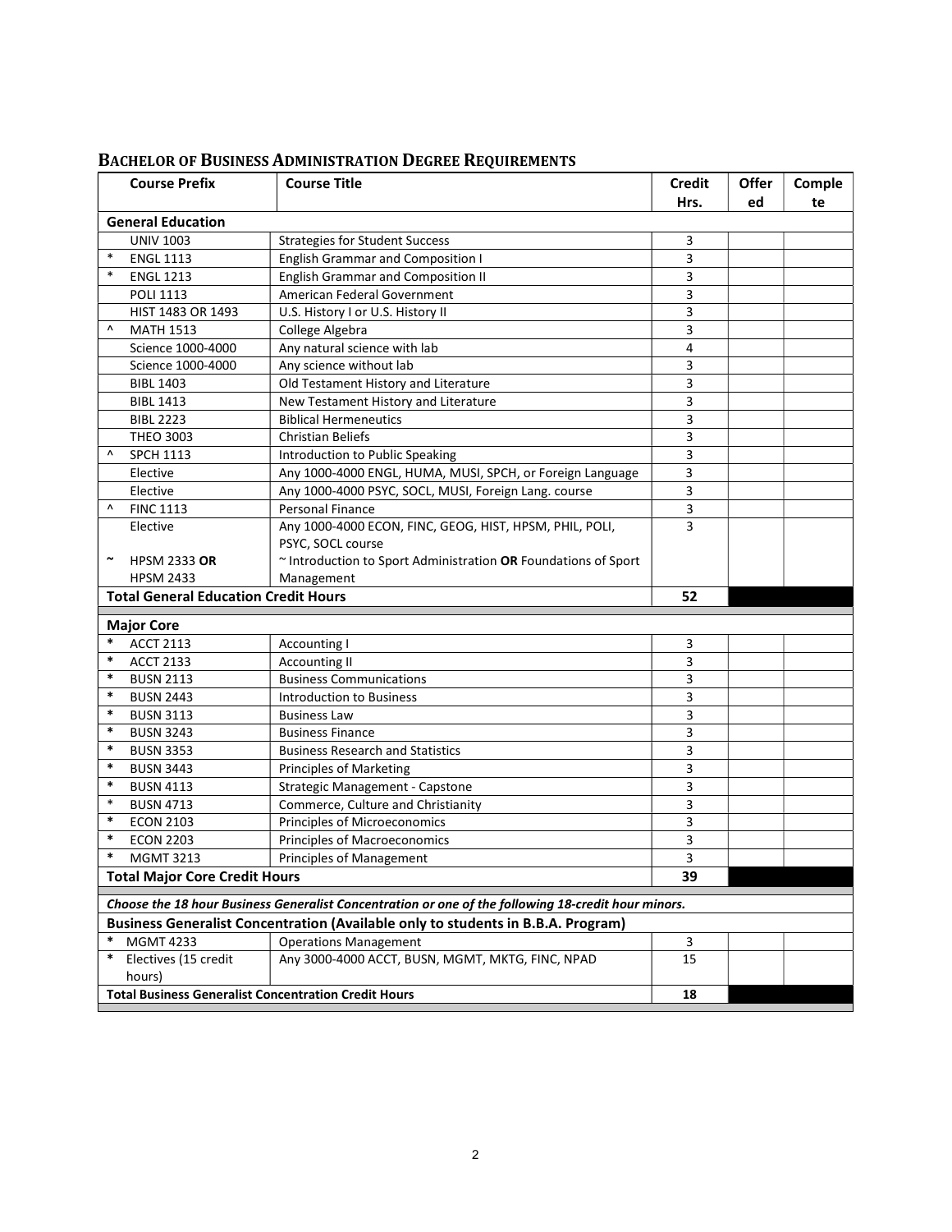## Bachelor of Business Administration Degree Requirements

| | Course Prefix | Course Title | Credit Hrs. | Offered | Complete |
|---|---|---|---|---|---|
| **General Education** | | | | | |
| | UNIV 1003 | Strategies for Student Success | 3 | | |
| * | ENGL 1113 | English Grammar and Composition I | 3 | | |
| * | ENGL 1213 | English Grammar and Composition II | 3 | | |
| | POLI 1113 | American Federal Government | 3 | | |
| | HIST 1483 OR 1493 | U.S. History I or U.S. History II | 3 | | |
| ^ | MATH 1513 | College Algebra | 3 | | |
| | Science 1000-4000 | Any natural science with lab | 4 | | |
| | Science 1000-4000 | Any science without lab | 3 | | |
| | BIBL 1403 | Old Testament History and Literature | 3 | | |
| | BIBL 1413 | New Testament History and Literature | 3 | | |
| | BIBL 2223 | Biblical Hermeneutics | 3 | | |
| | THEO 3003 | Christian Beliefs | 3 | | |
| ^ | SPCH 1113 | Introduction to Public Speaking | 3 | | |
| | Elective | Any 1000-4000 ENGL, HUMA, MUSI, SPCH, or Foreign Language | 3 | | |
| | Elective | Any 1000-4000 PSYC, SOCL, MUSI, Foreign Lang. course | 3 | | |
| ^ | FINC 1113 | Personal Finance | 3 | | |
| ~ | Elective<br>HPSM 2333 **OR** HPSM 2433 | Any 1000-4000 ECON, FINC, GEOG, HIST, HPSM, PHIL, POLI, PSYC, SOCL course<br>~ Introduction to Sport Administration **OR** Foundations of Sport Management | 3 | | |
| **Total General Education Credit Hours** | | | **52** | | |
| **Major Core** | | | | | |
| * | ACCT 2113 | Accounting I | 3 | | |
| * | ACCT 2133 | Accounting II | 3 | | |
| * | BUSN 2113 | Business Communications | 3 | | |
| * | BUSN 2443 | Introduction to Business | 3 | | |
| * | BUSN 3113 | Business Law | 3 | | |
| * | BUSN 3243 | Business Finance | 3 | | |
| * | BUSN 3353 | Business Research and Statistics | 3 | | |
| * | BUSN 3443 | Principles of Marketing | 3 | | |
| * | BUSN 4113 | Strategic Management - Capstone | 3 | | |
| * | BUSN 4713 | Commerce, Culture and Christianity | 3 | | |
| * | ECON 2103 | Principles of Microeconomics | 3 | | |
| * | ECON 2203 | Principles of Macroeconomics | 3 | | |
| * | MGMT 3213 | Principles of Management | 3 | | |
| **Total Major Core Credit Hours** | | | **39** | | |
| ***Choose the 18 hour Business Generalist Concentration or one of the following 18-credit hour minors.*** | | | | | |
| **Business Generalist Concentration (Available only to students in B.B.A. Program)** | | | | | |
| * | MGMT 4233 | Operations Management | 3 | | |
| * | Electives (15 credit hours) | Any 3000-4000 ACCT, BUSN, MGMT, MKTG, FINC, NPAD | 15 | | |
| **Total Business Generalist Concentration Credit Hours** | | | **18** | | |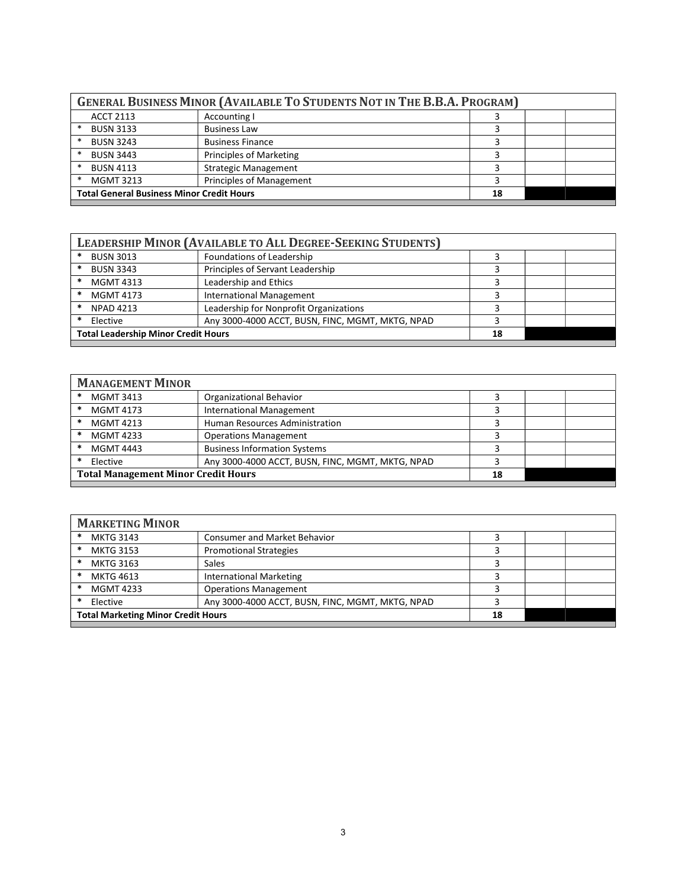| General Business Minor (Available To Students Not in The B.B.A. Program) | | | | |
|---|---|---|---|---|
| ACCT 2113 | Accounting I | 3 | | |
| * BUSN 3133 | Business Law | 3 | | |
| * BUSN 3243 | Business Finance | 3 | | |
| * BUSN 3443 | Principles of Marketing | 3 | | |
| * BUSN 4113 | Strategic Management | 3 | | |
| * MGMT 3213 | Principles of Management | 3 | | |
| **Total General Business Minor Credit Hours** | | **18** | | |

| Leadership Minor (Available to All Degree-Seeking Students) | | | | |
|---|---|---|---|---|
| * BUSN 3013 | Foundations of Leadership | 3 | | |
| * BUSN 3343 | Principles of Servant Leadership | 3 | | |
| * MGMT 4313 | Leadership and Ethics | 3 | | |
| * MGMT 4173 | International Management | 3 | | |
| * NPAD 4213 | Leadership for Nonprofit Organizations | 3 | | |
| * Elective | Any 3000-4000 ACCT, BUSN, FINC, MGMT, MKTG, NPAD | 3 | | |
| **Total Leadership Minor Credit Hours** | | **18** | | |

| Management Minor | | | | |
|---|---|---|---|---|
| * MGMT 3413 | Organizational Behavior | 3 | | |
| * MGMT 4173 | International Management | 3 | | |
| * MGMT 4213 | Human Resources Administration | 3 | | |
| * MGMT 4233 | Operations Management | 3 | | |
| * MGMT 4443 | Business Information Systems | 3 | | |
| * Elective | Any 3000-4000 ACCT, BUSN, FINC, MGMT, MKTG, NPAD | 3 | | |
| **Total Management Minor Credit Hours** | | **18** | | |

| Marketing Minor | | | | |
|---|---|---|---|---|
| * MKTG 3143 | Consumer and Market Behavior | 3 | | |
| * MKTG 3153 | Promotional Strategies | 3 | | |
| * MKTG 3163 | Sales | 3 | | |
| * MKTG 4613 | International Marketing | 3 | | |
| * MGMT 4233 | Operations Management | 3 | | |
| * Elective | Any 3000-4000 ACCT, BUSN, FINC, MGMT, MKTG, NPAD | 3 | | |
| **Total Marketing Minor Credit Hours** | | **18** | | |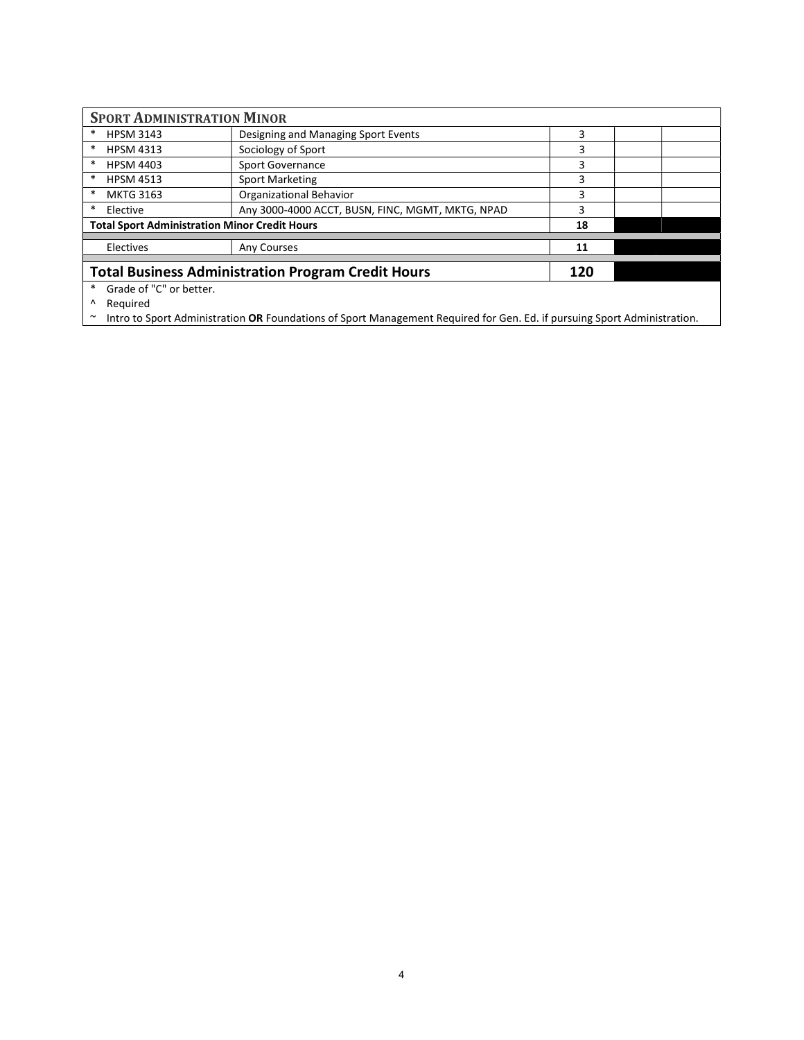| | | | | |
|---|---|---|---|---|
| **SPORT ADMINISTRATION MINOR** | | | | |
| * HPSM 3143 | Designing and Managing Sport Events | 3 | | |
| * HPSM 4313 | Sociology of Sport | 3 | | |
| * HPSM 4403 | Sport Governance | 3 | | |
| * HPSM 4513 | Sport Marketing | 3 | | |
| * MKTG 3163 | Organizational Behavior | 3 | | |
| * Elective | Any 3000-4000 ACCT, BUSN, FINC, MGMT, MKTG, NPAD | 3 | | |
| **Total Sport Administration Minor Credit Hours** | | **18** | | |
| Electives | Any Courses | **11** | | |
| **Total Business Administration Program Credit Hours** | | **120** | | |

\* Grade of "C" or better.

^ Required

~ Intro to Sport Administration **OR** Foundations of Sport Management Required for Gen. Ed. if pursuing Sport Administration.